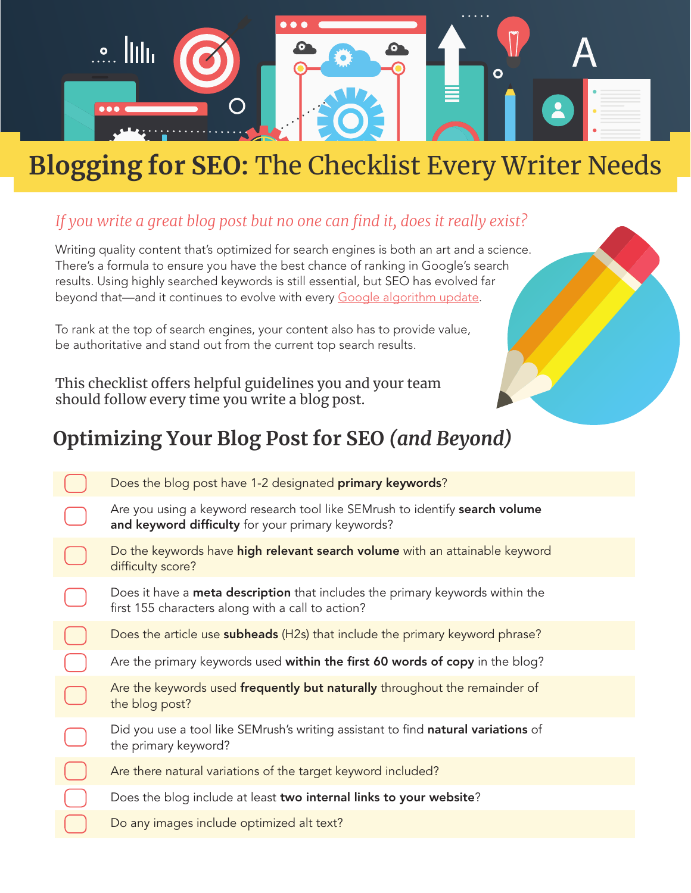# **Blogging for SEO:** The Checklist Every Writer Needs

*If you write a great blog post but no one can find it, does it really exist?*

Writing quality content that's optimized for search engines is both an art and a science. There's a formula to ensure you have the best chance of ranking in Google's search results. Using highly searched keywords is still essential, but SEO has evolved far beyond that—and it continues to evolve with every Google algorithm update.

To rank at the top of search engines, your content also has to provide value, be authoritative and stand out from the current top search results.

This checklist offers helpful guidelines you and your team should follow every time you write a blog post.

## Optimizing Your Blog Post for SEO *(and Beyond)*

- [ ] Does the blog post have 1-2 designated **primary keywords**?
- [ ] Are you using a keyword research tool like SEMrush to identify **search volume and keyword difficulty** for your primary keywords?
- [ ] Do the keywords have **high relevant search volume** with an attainable keyword difficulty score?
- [ ] Does it have a **meta description** that includes the primary keywords within the first 155 characters along with a call to action?
- [ ] Does the article use **subheads** (H2s) that include the primary keyword phrase?
- [ ] Are the primary keywords used **within the first 60 words of copy** in the blog?
- [ ] Are the keywords used **frequently but naturally** throughout the remainder of the blog post?
- [ ] Did you use a tool like SEMrush's writing assistant to find **natural variations** of the primary keyword?
- [ ] Are there natural variations of the target keyword included?
- [ ] Does the blog include at least **two internal links to your website**?
- [ ] Do any images include optimized alt text?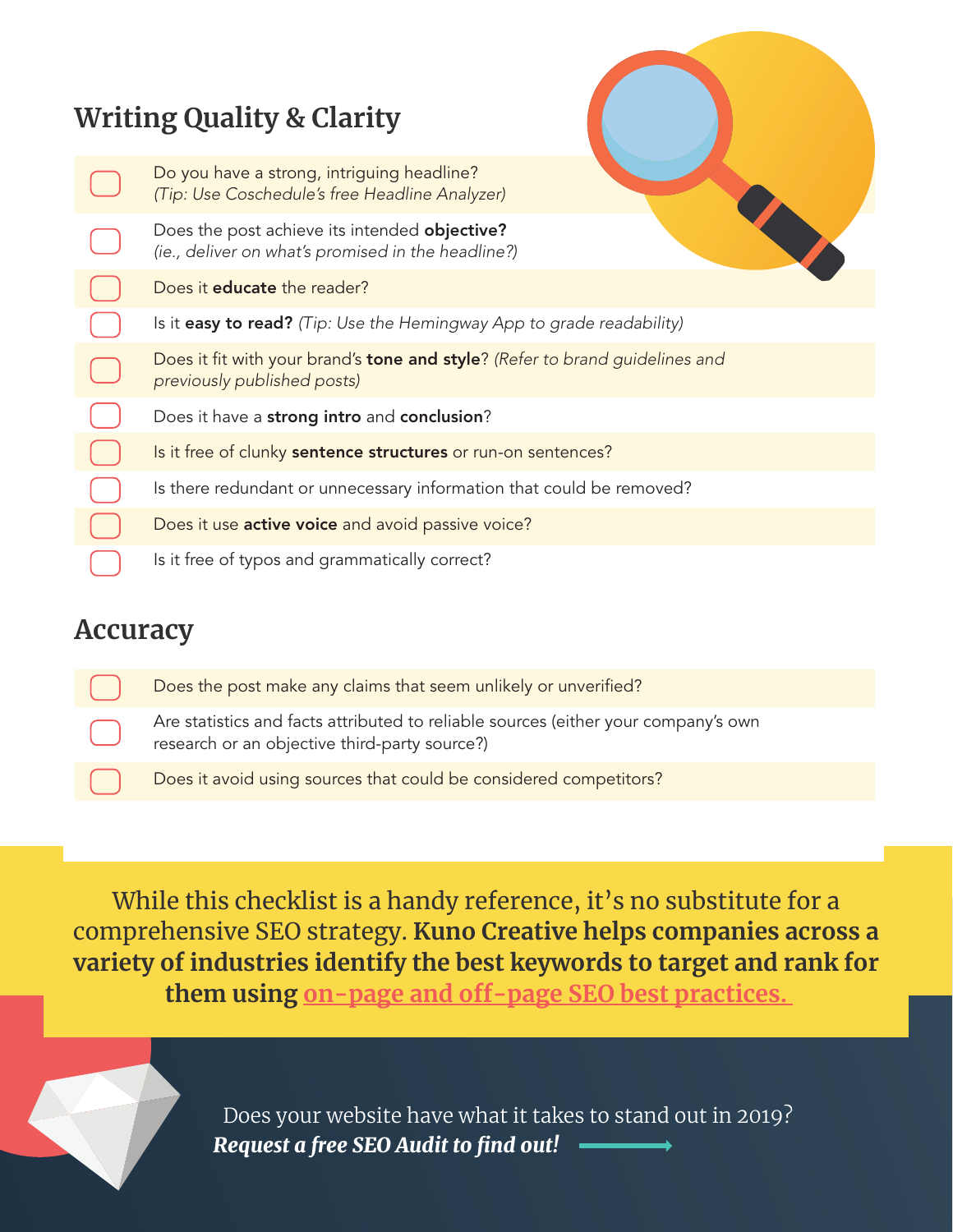## Writing Quality & Clarity

- [ ] Do you have a strong, intriguing headline?
  *(Tip: Use Coschedule's free Headline Analyzer)*
- [ ] Does the post achieve its intended **objective?**
  *(ie., deliver on what's promised in the headline?)*
- [ ] Does it **educate** the reader?
- [ ] Is it **easy to read?** *(Tip: Use the Hemingway App to grade readability)*
- [ ] Does it fit with your brand's **tone and style**? *(Refer to brand guidelines and previously published posts)*
- [ ] Does it have a **strong intro** and **conclusion**?
- [ ] Is it free of clunky **sentence structures** or run-on sentences?
- [ ] Is there redundant or unnecessary information that could be removed?
- [ ] Does it use **active voice** and avoid passive voice?
- [ ] Is it free of typos and grammatically correct?

## Accuracy

- [ ] Does the post make any claims that seem unlikely or unverified?
- [ ] Are statistics and facts attributed to reliable sources (either your company's own research or an objective third-party source?)
- [ ] Does it avoid using sources that could be considered competitors?

While this checklist is a handy reference, it's no substitute for a comprehensive SEO strategy. **Kuno Creative helps companies across a variety of industries identify the best keywords to target and rank for them using on-page and off-page SEO best practices.**

Does your website have what it takes to stand out in 2019?
***Request a free SEO Audit to find out!***